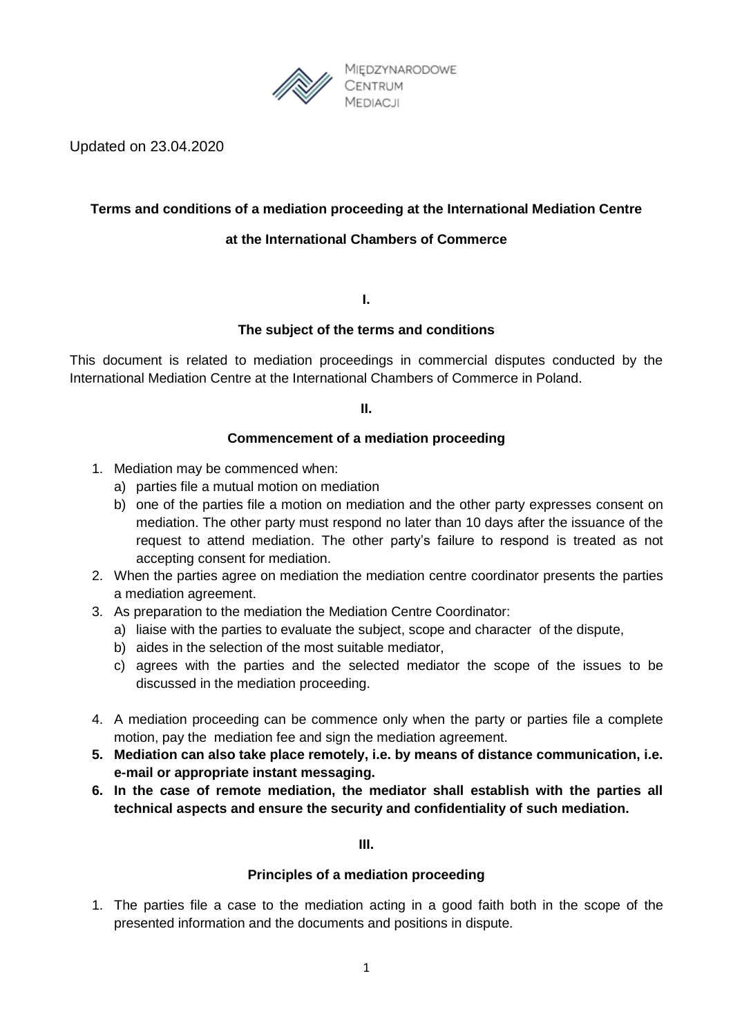Międzynarodowe Centrum Mediacji

Updated on 23.04.2020

**Terms and conditions of a mediation proceeding at the International Mediation Centre**

**at the International Chambers of Commerce**

## I.

## The subject of the terms and conditions

This document is related to mediation proceedings in commercial disputes conducted by the International Mediation Centre at the International Chambers of Commerce in Poland.

## II.

## Commencement of a mediation proceeding

1. Mediation may be commenced when:
   a) parties file a mutual motion on mediation
   b) one of the parties file a motion on mediation and the other party expresses consent on mediation. The other party must respond no later than 10 days after the issuance of the request to attend mediation. The other party's failure to respond is treated as not accepting consent for mediation.
2. When the parties agree on mediation the mediation centre coordinator presents the parties a mediation agreement.
3. As preparation to the mediation the Mediation Centre Coordinator:
   a) liaise with the parties to evaluate the subject, scope and character of the dispute,
   b) aides in the selection of the most suitable mediator,
   c) agrees with the parties and the selected mediator the scope of the issues to be discussed in the mediation proceeding.
4. A mediation proceeding can be commence only when the party or parties file a complete motion, pay the mediation fee and sign the mediation agreement.
5. **Mediation can also take place remotely, i.e. by means of distance communication, i.e. e-mail or appropriate instant messaging.**
6. **In the case of remote mediation, the mediator shall establish with the parties all technical aspects and ensure the security and confidentiality of such mediation.**

## III.

## Principles of a mediation proceeding

1. The parties file a case to the mediation acting in a good faith both in the scope of the presented information and the documents and positions in dispute.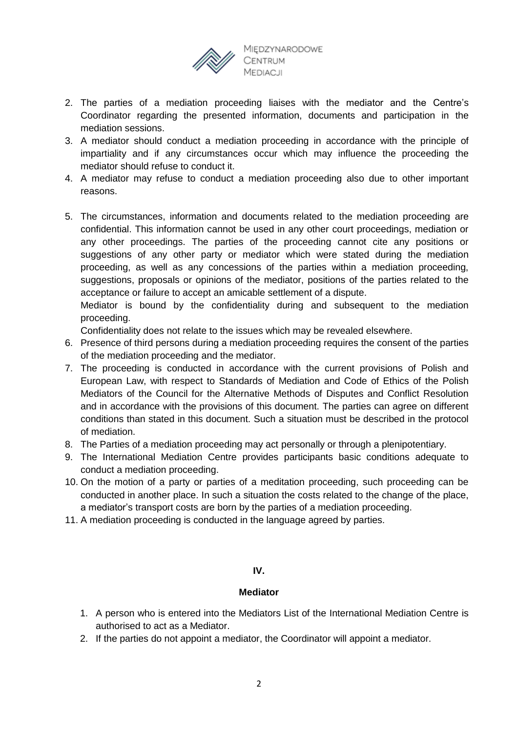2. The parties of a mediation proceeding liaises with the mediator and the Centre's Coordinator regarding the presented information, documents and participation in the mediation sessions.
3. A mediator should conduct a mediation proceeding in accordance with the principle of impartiality and if any circumstances occur which may influence the proceeding the mediator should refuse to conduct it.
4. A mediator may refuse to conduct a mediation proceeding also due to other important reasons.
5. The circumstances, information and documents related to the mediation proceeding are confidential. This information cannot be used in any other court proceedings, mediation or any other proceedings. The parties of the proceeding cannot cite any positions or suggestions of any other party or mediator which were stated during the mediation proceeding, as well as any concessions of the parties within a mediation proceeding, suggestions, proposals or opinions of the mediator, positions of the parties related to the acceptance or failure to accept an amicable settlement of a dispute.
   Mediator is bound by the confidentiality during and subsequent to the mediation proceeding.
   Confidentiality does not relate to the issues which may be revealed elsewhere.
6. Presence of third persons during a mediation proceeding requires the consent of the parties of the mediation proceeding and the mediator.
7. The proceeding is conducted in accordance with the current provisions of Polish and European Law, with respect to Standards of Mediation and Code of Ethics of the Polish Mediators of the Council for the Alternative Methods of Disputes and Conflict Resolution and in accordance with the provisions of this document. The parties can agree on different conditions than stated in this document. Such a situation must be described in the protocol of mediation.
8. The Parties of a mediation proceeding may act personally or through a plenipotentiary.
9. The International Mediation Centre provides participants basic conditions adequate to conduct a mediation proceeding.
10. On the motion of a party or parties of a meditation proceeding, such proceeding can be conducted in another place. In such a situation the costs related to the change of the place, a mediator's transport costs are born by the parties of a mediation proceeding.
11. A mediation proceeding is conducted in the language agreed by parties.

## IV.

## Mediator

1. A person who is entered into the Mediators List of the International Mediation Centre is authorised to act as a Mediator.
2. If the parties do not appoint a mediator, the Coordinator will appoint a mediator.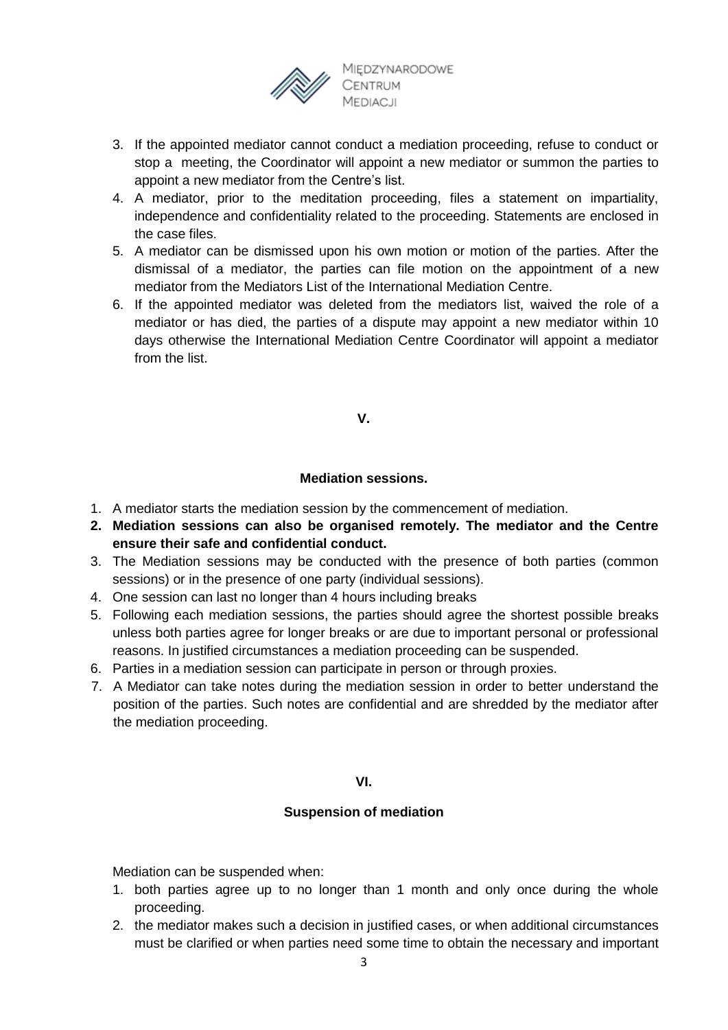3. If the appointed mediator cannot conduct a mediation proceeding, refuse to conduct or stop a meeting, the Coordinator will appoint a new mediator or summon the parties to appoint a new mediator from the Centre's list.
4. A mediator, prior to the meditation proceeding, files a statement on impartiality, independence and confidentiality related to the proceeding. Statements are enclosed in the case files.
5. A mediator can be dismissed upon his own motion or motion of the parties. After the dismissal of a mediator, the parties can file motion on the appointment of a new mediator from the Mediators List of the International Mediation Centre.
6. If the appointed mediator was deleted from the mediators list, waived the role of a mediator or has died, the parties of a dispute may appoint a new mediator within 10 days otherwise the International Mediation Centre Coordinator will appoint a mediator from the list.

## V.

## Mediation sessions.

1. A mediator starts the mediation session by the commencement of mediation.
2. **Mediation sessions can also be organised remotely. The mediator and the Centre ensure their safe and confidential conduct.**
3. The Mediation sessions may be conducted with the presence of both parties (common sessions) or in the presence of one party (individual sessions).
4. One session can last no longer than 4 hours including breaks
5. Following each mediation sessions, the parties should agree the shortest possible breaks unless both parties agree for longer breaks or are due to important personal or professional reasons. In justified circumstances a mediation proceeding can be suspended.
6. Parties in a mediation session can participate in person or through proxies.
7. A Mediator can take notes during the mediation session in order to better understand the position of the parties. Such notes are confidential and are shredded by the mediator after the mediation proceeding.

## VI.

## Suspension of mediation

Mediation can be suspended when:

1. both parties agree up to no longer than 1 month and only once during the whole proceeding.
2. the mediator makes such a decision in justified cases, or when additional circumstances must be clarified or when parties need some time to obtain the necessary and important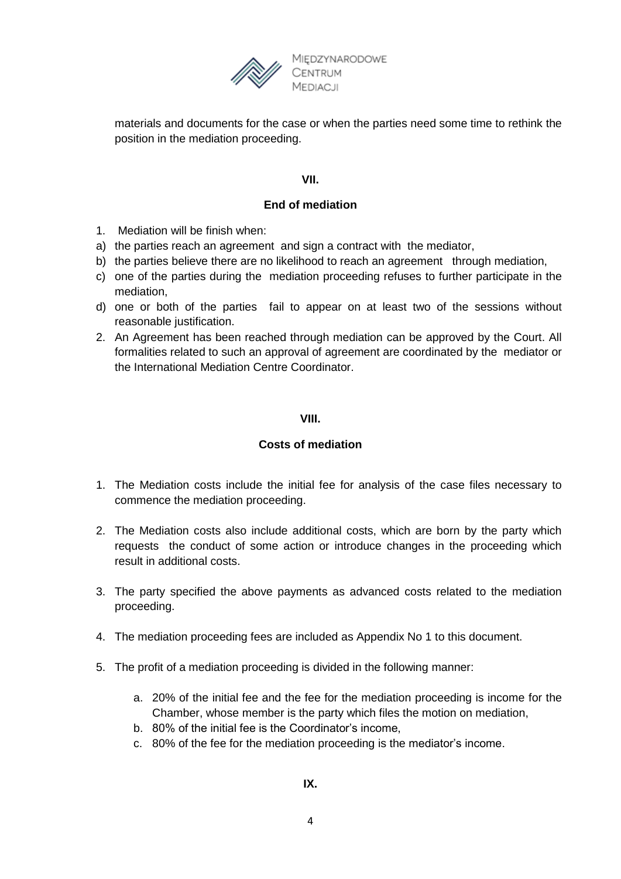materials and documents for the case or when the parties need some time to rethink the position in the mediation proceeding.

## VII.

## End of mediation

1. Mediation will be finish when:
   a) the parties reach an agreement and sign a contract with the mediator,
   b) the parties believe there are no likelihood to reach an agreement through mediation,
   c) one of the parties during the mediation proceeding refuses to further participate in the mediation,
   d) one or both of the parties fail to appear on at least two of the sessions without reasonable justification.
2. An Agreement has been reached through mediation can be approved by the Court. All formalities related to such an approval of agreement are coordinated by the mediator or the International Mediation Centre Coordinator.

## VIII.

## Costs of mediation

1. The Mediation costs include the initial fee for analysis of the case files necessary to commence the mediation proceeding.

2. The Mediation costs also include additional costs, which are born by the party which requests the conduct of some action or introduce changes in the proceeding which result in additional costs.

3. The party specified the above payments as advanced costs related to the mediation proceeding.

4. The mediation proceeding fees are included as Appendix No 1 to this document.

5. The profit of a mediation proceeding is divided in the following manner:

   a. 20% of the initial fee and the fee for the mediation proceeding is income for the Chamber, whose member is the party which files the motion on mediation,
   b. 80% of the initial fee is the Coordinator's income,
   c. 80% of the fee for the mediation proceeding is the mediator's income.

## IX.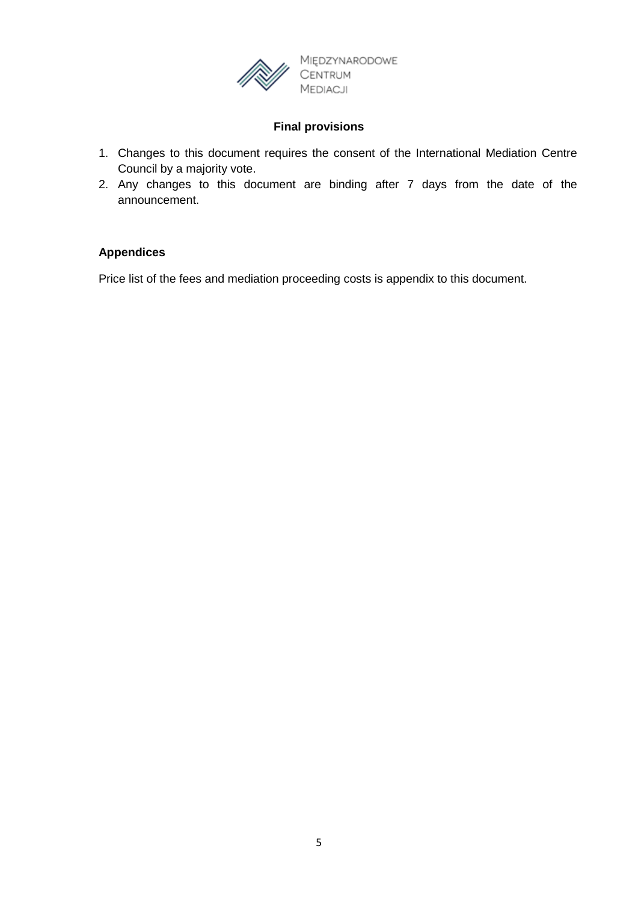## Final provisions

1. Changes to this document requires the consent of the International Mediation Centre Council by a majority vote.
2. Any changes to this document are binding after 7 days from the date of the announcement.

## Appendices

Price list of the fees and mediation proceeding costs is appendix to this document.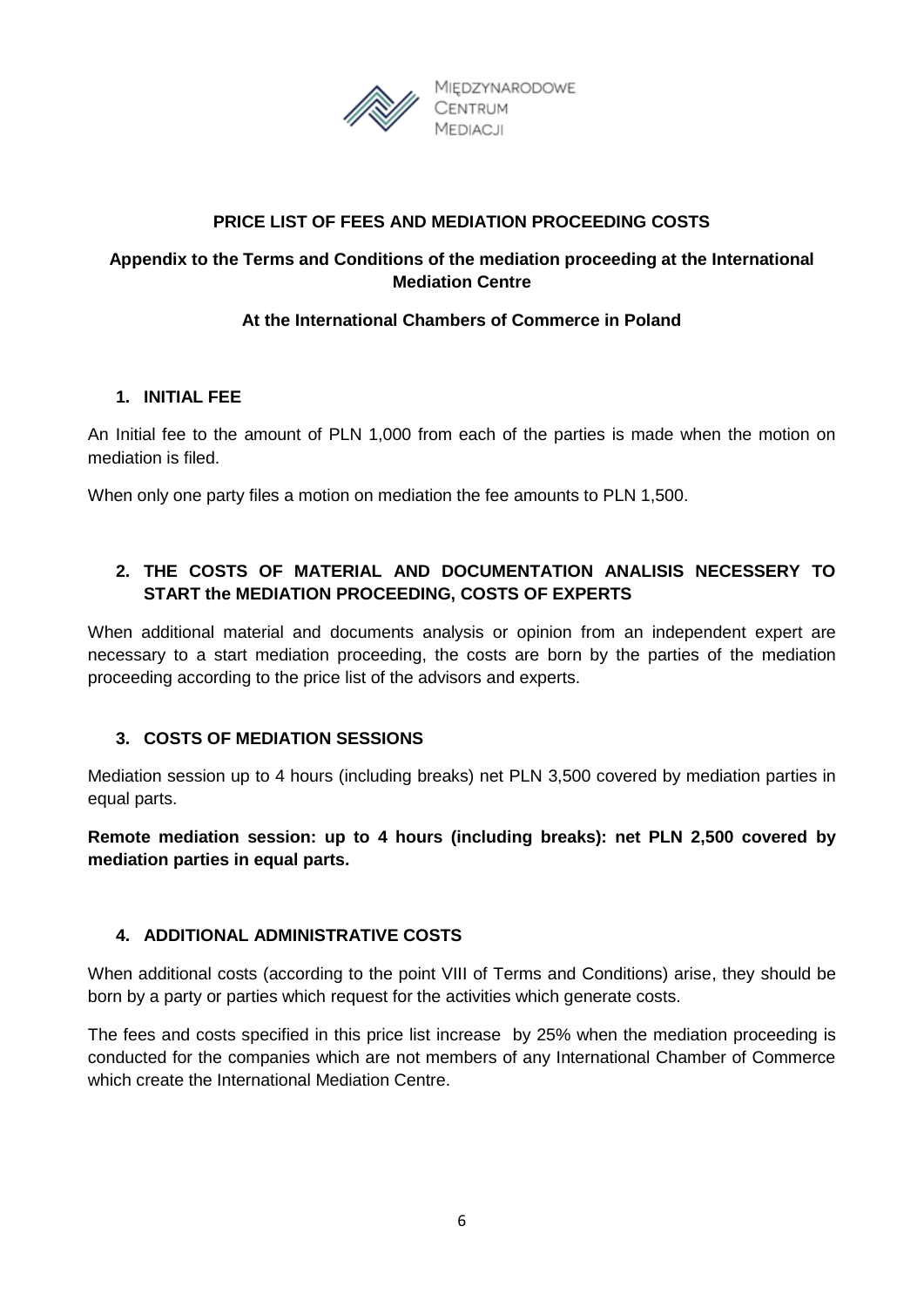MIĘDZYNARODOWE CENTRUM MEDIACJI

**PRICE LIST OF FEES AND MEDIATION PROCEEDING COSTS**

**Appendix to the Terms and Conditions of the mediation proceeding at the International Mediation Centre**

**At the International Chambers of Commerce in Poland**

## 1. INITIAL FEE

An Initial fee to the amount of PLN 1,000 from each of the parties is made when the motion on mediation is filed.

When only one party files a motion on mediation the fee amounts to PLN 1,500.

## 2. THE COSTS OF MATERIAL AND DOCUMENTATION ANALISIS NECESSERY TO START the MEDIATION PROCEEDING, COSTS OF EXPERTS

When additional material and documents analysis or opinion from an independent expert are necessary to a start mediation proceeding, the costs are born by the parties of the mediation proceeding according to the price list of the advisors and experts.

## 3. COSTS OF MEDIATION SESSIONS

Mediation session up to 4 hours (including breaks) net PLN 3,500 covered by mediation parties in equal parts.

**Remote mediation session: up to 4 hours (including breaks): net PLN 2,500 covered by mediation parties in equal parts.**

## 4. ADDITIONAL ADMINISTRATIVE COSTS

When additional costs (according to the point VIII of Terms and Conditions) arise, they should be born by a party or parties which request for the activities which generate costs.

The fees and costs specified in this price list increase by 25% when the mediation proceeding is conducted for the companies which are not members of any International Chamber of Commerce which create the International Mediation Centre.